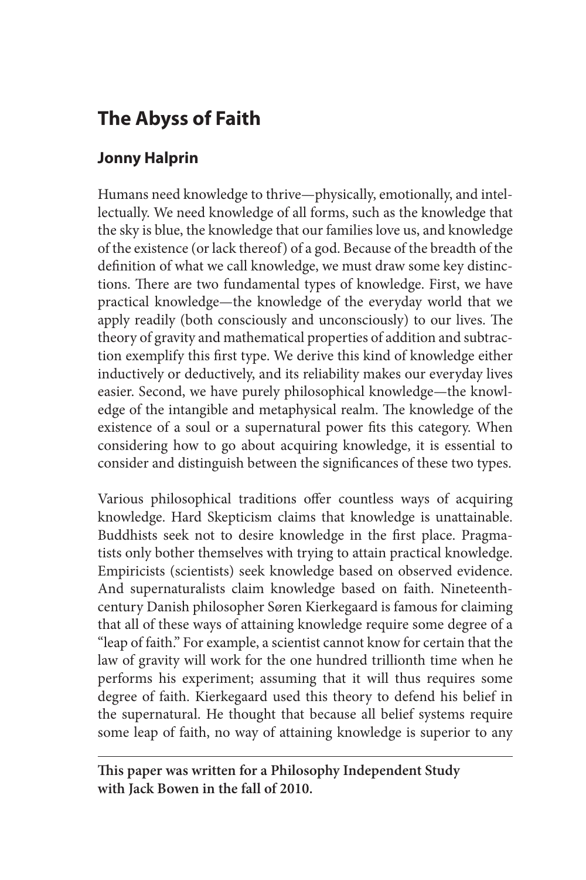# The Abyss of Faith

## Jonny Halprin

Humans need knowledge to thrive—physically, emotionally, and intellectually. We need knowledge of all forms, such as the knowledge that the sky is blue, the knowledge that our families love us, and knowledge of the existence (or lack thereof) of a god. Because of the breadth of the definition of what we call knowledge, we must draw some key distinctions. There are two fundamental types of knowledge. First, we have practical knowledge—the knowledge of the everyday world that we apply readily (both consciously and unconsciously) to our lives. The theory of gravity and mathematical properties of addition and subtraction exemplify this first type. We derive this kind of knowledge either inductively or deductively, and its reliability makes our everyday lives easier. Second, we have purely philosophical knowledge—the knowledge of the intangible and metaphysical realm. The knowledge of the existence of a soul or a supernatural power fits this category. When considering how to go about acquiring knowledge, it is essential to consider and distinguish between the significances of these two types.

Various philosophical traditions offer countless ways of acquiring knowledge. Hard Skepticism claims that knowledge is unattainable. Buddhists seek not to desire knowledge in the first place. Pragmatists only bother themselves with trying to attain practical knowledge. Empiricists (scientists) seek knowledge based on observed evidence. And supernaturalists claim knowledge based on faith. Nineteenth-century Danish philosopher Søren Kierkegaard is famous for claiming that all of these ways of attaining knowledge require some degree of a "leap of faith." For example, a scientist cannot know for certain that the law of gravity will work for the one hundred trillionth time when he performs his experiment; assuming that it will thus requires some degree of faith. Kierkegaard used this theory to defend his belief in the supernatural. He thought that because all belief systems require some leap of faith, no way of attaining knowledge is superior to any

**This paper was written for a Philosophy Independent Study with Jack Bowen in the fall of 2010.**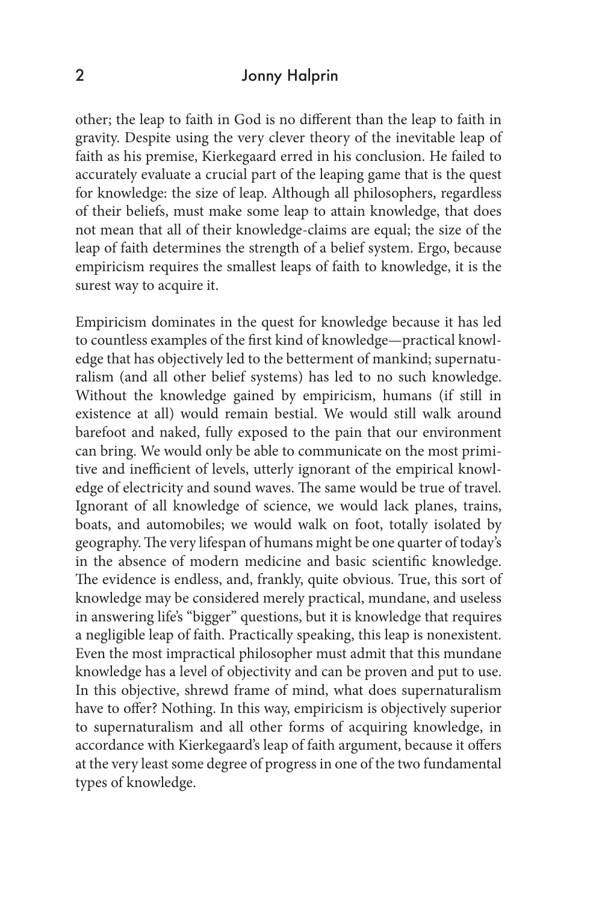other; the leap to faith in God is no different than the leap to faith in gravity. Despite using the very clever theory of the inevitable leap of faith as his premise, Kierkegaard erred in his conclusion. He failed to accurately evaluate a crucial part of the leaping game that is the quest for knowledge: the size of leap. Although all philosophers, regardless of their beliefs, must make some leap to attain knowledge, that does not mean that all of their knowledge-claims are equal; the size of the leap of faith determines the strength of a belief system. Ergo, because empiricism requires the smallest leaps of faith to knowledge, it is the surest way to acquire it.

Empiricism dominates in the quest for knowledge because it has led to countless examples of the first kind of knowledge—practical knowledge that has objectively led to the betterment of mankind; supernaturalism (and all other belief systems) has led to no such knowledge. Without the knowledge gained by empiricism, humans (if still in existence at all) would remain bestial. We would still walk around barefoot and naked, fully exposed to the pain that our environment can bring. We would only be able to communicate on the most primitive and inefficient of levels, utterly ignorant of the empirical knowledge of electricity and sound waves. The same would be true of travel. Ignorant of all knowledge of science, we would lack planes, trains, boats, and automobiles; we would walk on foot, totally isolated by geography. The very lifespan of humans might be one quarter of today's in the absence of modern medicine and basic scientific knowledge. The evidence is endless, and, frankly, quite obvious. True, this sort of knowledge may be considered merely practical, mundane, and useless in answering life's "bigger" questions, but it is knowledge that requires a negligible leap of faith. Practically speaking, this leap is nonexistent. Even the most impractical philosopher must admit that this mundane knowledge has a level of objectivity and can be proven and put to use. In this objective, shrewd frame of mind, what does supernaturalism have to offer? Nothing. In this way, empiricism is objectively superior to supernaturalism and all other forms of acquiring knowledge, in accordance with Kierkegaard's leap of faith argument, because it offers at the very least some degree of progress in one of the two fundamental types of knowledge.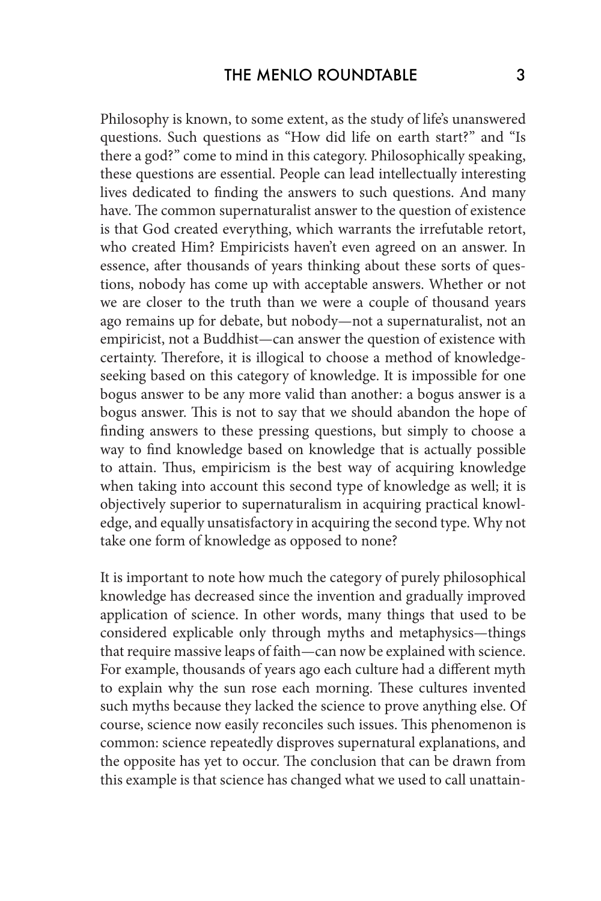Philosophy is known, to some extent, as the study of life's unanswered questions. Such questions as "How did life on earth start?" and "Is there a god?" come to mind in this category. Philosophically speaking, these questions are essential. People can lead intellectually interesting lives dedicated to finding the answers to such questions. And many have. The common supernaturalist answer to the question of existence is that God created everything, which warrants the irrefutable retort, who created Him? Empiricists haven't even agreed on an answer. In essence, after thousands of years thinking about these sorts of questions, nobody has come up with acceptable answers. Whether or not we are closer to the truth than we were a couple of thousand years ago remains up for debate, but nobody—not a supernaturalist, not an empiricist, not a Buddhist—can answer the question of existence with certainty. Therefore, it is illogical to choose a method of knowledge-seeking based on this category of knowledge. It is impossible for one bogus answer to be any more valid than another: a bogus answer is a bogus answer. This is not to say that we should abandon the hope of finding answers to these pressing questions, but simply to choose a way to find knowledge based on knowledge that is actually possible to attain. Thus, empiricism is the best way of acquiring knowledge when taking into account this second type of knowledge as well; it is objectively superior to supernaturalism in acquiring practical knowledge, and equally unsatisfactory in acquiring the second type. Why not take one form of knowledge as opposed to none?

It is important to note how much the category of purely philosophical knowledge has decreased since the invention and gradually improved application of science. In other words, many things that used to be considered explicable only through myths and metaphysics—things that require massive leaps of faith—can now be explained with science. For example, thousands of years ago each culture had a different myth to explain why the sun rose each morning. These cultures invented such myths because they lacked the science to prove anything else. Of course, science now easily reconciles such issues. This phenomenon is common: science repeatedly disproves supernatural explanations, and the opposite has yet to occur. The conclusion that can be drawn from this example is that science has changed what we used to call unattain-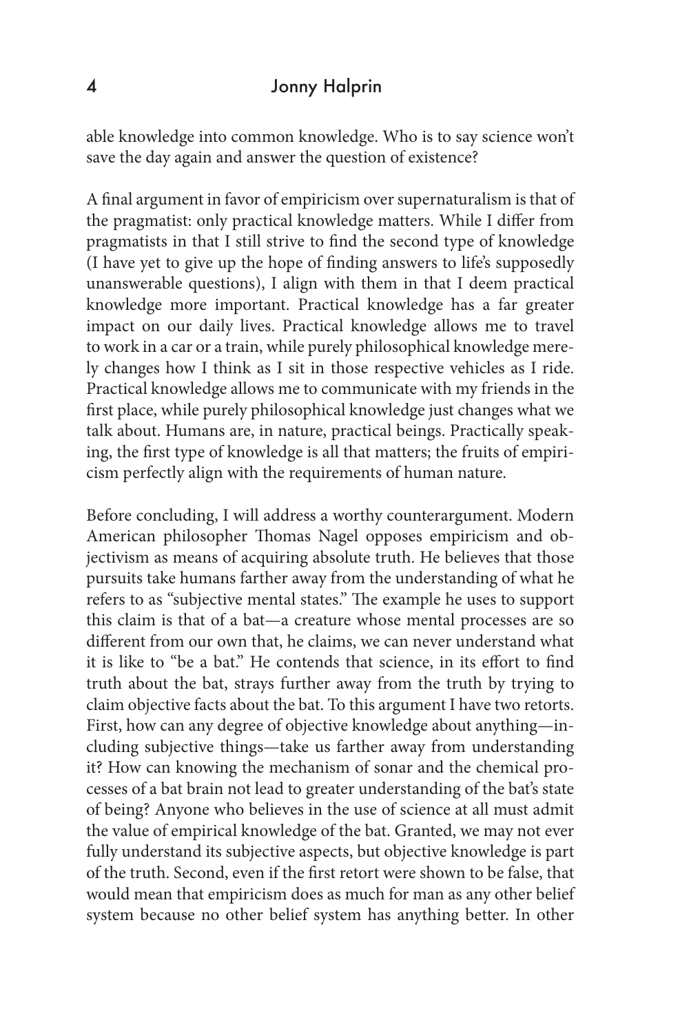able knowledge into common knowledge. Who is to say science won't save the day again and answer the question of existence?

A final argument in favor of empiricism over supernaturalism is that of the pragmatist: only practical knowledge matters. While I differ from pragmatists in that I still strive to find the second type of knowledge (I have yet to give up the hope of finding answers to life's supposedly unanswerable questions), I align with them in that I deem practical knowledge more important. Practical knowledge has a far greater impact on our daily lives. Practical knowledge allows me to travel to work in a car or a train, while purely philosophical knowledge merely changes how I think as I sit in those respective vehicles as I ride. Practical knowledge allows me to communicate with my friends in the first place, while purely philosophical knowledge just changes what we talk about. Humans are, in nature, practical beings. Practically speaking, the first type of knowledge is all that matters; the fruits of empiricism perfectly align with the requirements of human nature.

Before concluding, I will address a worthy counterargument. Modern American philosopher Thomas Nagel opposes empiricism and objectivism as means of acquiring absolute truth. He believes that those pursuits take humans farther away from the understanding of what he refers to as "subjective mental states." The example he uses to support this claim is that of a bat—a creature whose mental processes are so different from our own that, he claims, we can never understand what it is like to "be a bat." He contends that science, in its effort to find truth about the bat, strays further away from the truth by trying to claim objective facts about the bat. To this argument I have two retorts. First, how can any degree of objective knowledge about anything—including subjective things—take us farther away from understanding it? How can knowing the mechanism of sonar and the chemical processes of a bat brain not lead to greater understanding of the bat's state of being? Anyone who believes in the use of science at all must admit the value of empirical knowledge of the bat. Granted, we may not ever fully understand its subjective aspects, but objective knowledge is part of the truth. Second, even if the first retort were shown to be false, that would mean that empiricism does as much for man as any other belief system because no other belief system has anything better. In other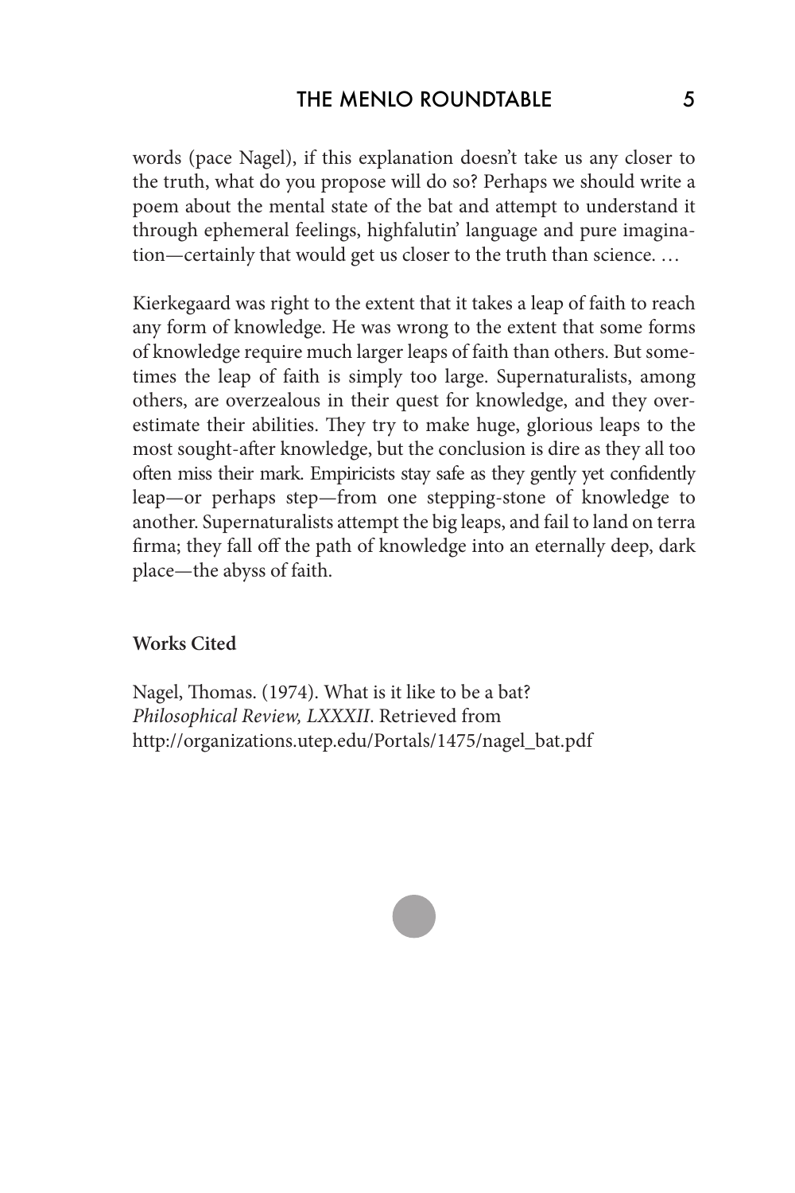words (pace Nagel), if this explanation doesn't take us any closer to the truth, what do you propose will do so? Perhaps we should write a poem about the mental state of the bat and attempt to understand it through ephemeral feelings, highfalutin' language and pure imagination—certainly that would get us closer to the truth than science. …

Kierkegaard was right to the extent that it takes a leap of faith to reach any form of knowledge. He was wrong to the extent that some forms of knowledge require much larger leaps of faith than others. But sometimes the leap of faith is simply too large. Supernaturalists, among others, are overzealous in their quest for knowledge, and they overestimate their abilities. They try to make huge, glorious leaps to the most sought-after knowledge, but the conclusion is dire as they all too often miss their mark. Empiricists stay safe as they gently yet confidently leap—or perhaps step—from one stepping-stone of knowledge to another. Supernaturalists attempt the big leaps, and fail to land on terra firma; they fall off the path of knowledge into an eternally deep, dark place—the abyss of faith.

**Works Cited**

Nagel, Thomas. (1974). What is it like to be a bat? *Philosophical Review, LXXXII*. Retrieved from http://organizations.utep.edu/Portals/1475/nagel_bat.pdf